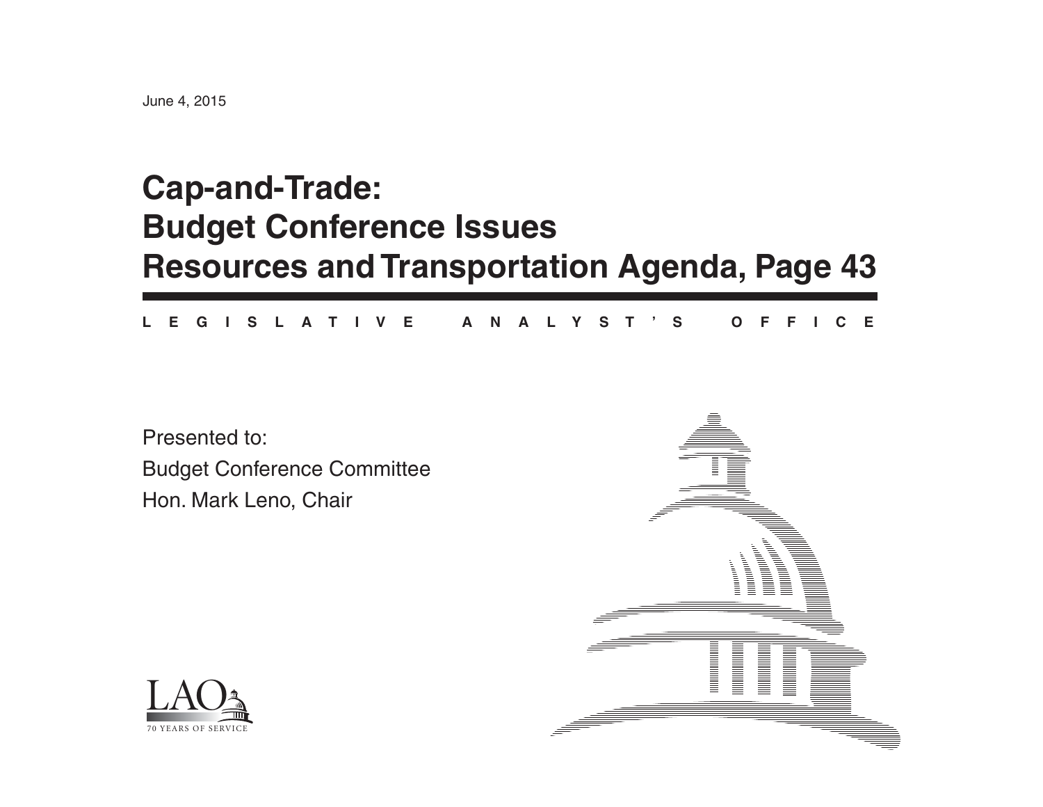June 4, 2015

# Cap-and-Trade: Budget Conference Issues Resources and Transportation Agenda, Page 43

LEGISLATIVE ANALYST'S OFFICE

Presented to:

Budget Conference Committee

Hon. Mark Leno, Chair

LAO

70 YEARS OF SERVICE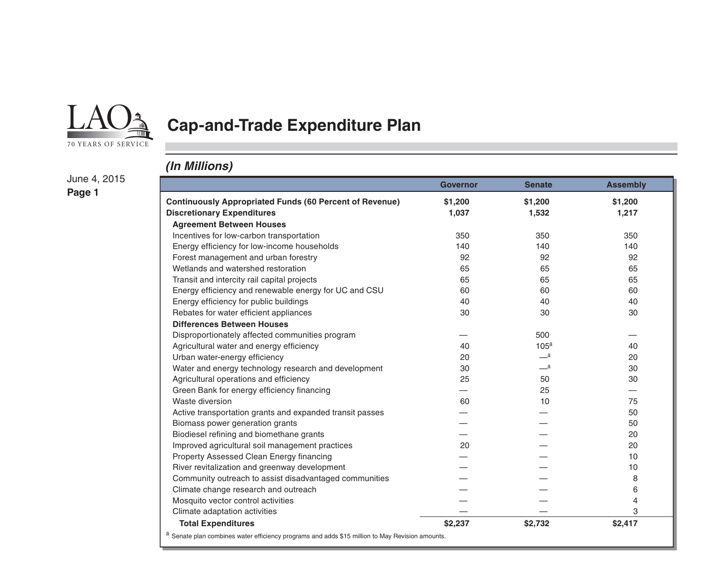# Cap-and-Trade Expenditure Plan

June 4, 2015

*(In Millions)*

| | Governor | Senate | Assembly |
|---|---|---|---|
| **Continuously Appropriated Funds (60 Percent of Revenue)** | **$1,200** | **$1,200** | **$1,200** |
| **Discretionary Expenditures** | **1,037** | **1,532** | **1,217** |
| **Agreement Between Houses** | | | |
| Incentives for low-carbon transportation | 350 | 350 | 350 |
| Energy efficiency for low-income households | 140 | 140 | 140 |
| Forest management and urban forestry | 92 | 92 | 92 |
| Wetlands and watershed restoration | 65 | 65 | 65 |
| Transit and intercity rail capital projects | 65 | 65 | 65 |
| Energy efficiency and renewable energy for UC and CSU | 60 | 60 | 60 |
| Energy efficiency for public buildings | 40 | 40 | 40 |
| Rebates for water efficient appliances | 30 | 30 | 30 |
| **Differences Between Houses** | | | |
| Disproportionately affected communities program | — | 500 | — |
| Agricultural water and energy efficiency | 40 | 105[a] | 40 |
| Urban water-energy efficiency | 20 | —[a] | 20 |
| Water and energy technology research and development | 30 | —[a] | 30 |
| Agricultural operations and efficiency | 25 | 50 | 30 |
| Green Bank for energy efficiency financing | — | 25 | — |
| Waste diversion | 60 | 10 | 75 |
| Active transportation grants and expanded transit passes | — | — | 50 |
| Biomass power generation grants | — | — | 50 |
| Biodiesel refining and biomethane grants | — | — | 20 |
| Improved agricultural soil management practices | 20 | — | 20 |
| Property Assessed Clean Energy financing | — | — | 10 |
| River revitalization and greenway development | — | — | 10 |
| Community outreach to assist disadvantaged communities | — | — | 8 |
| Climate change research and outreach | — | — | 6 |
| Mosquito vector control activities | — | — | 4 |
| Climate adaptation activities | — | — | 3 |
| **Total Expenditures** | **$2,237** | **$2,732** | **$2,417** |

[a] Senate plan combines water efficiency programs and adds $15 million to May Revision amounts.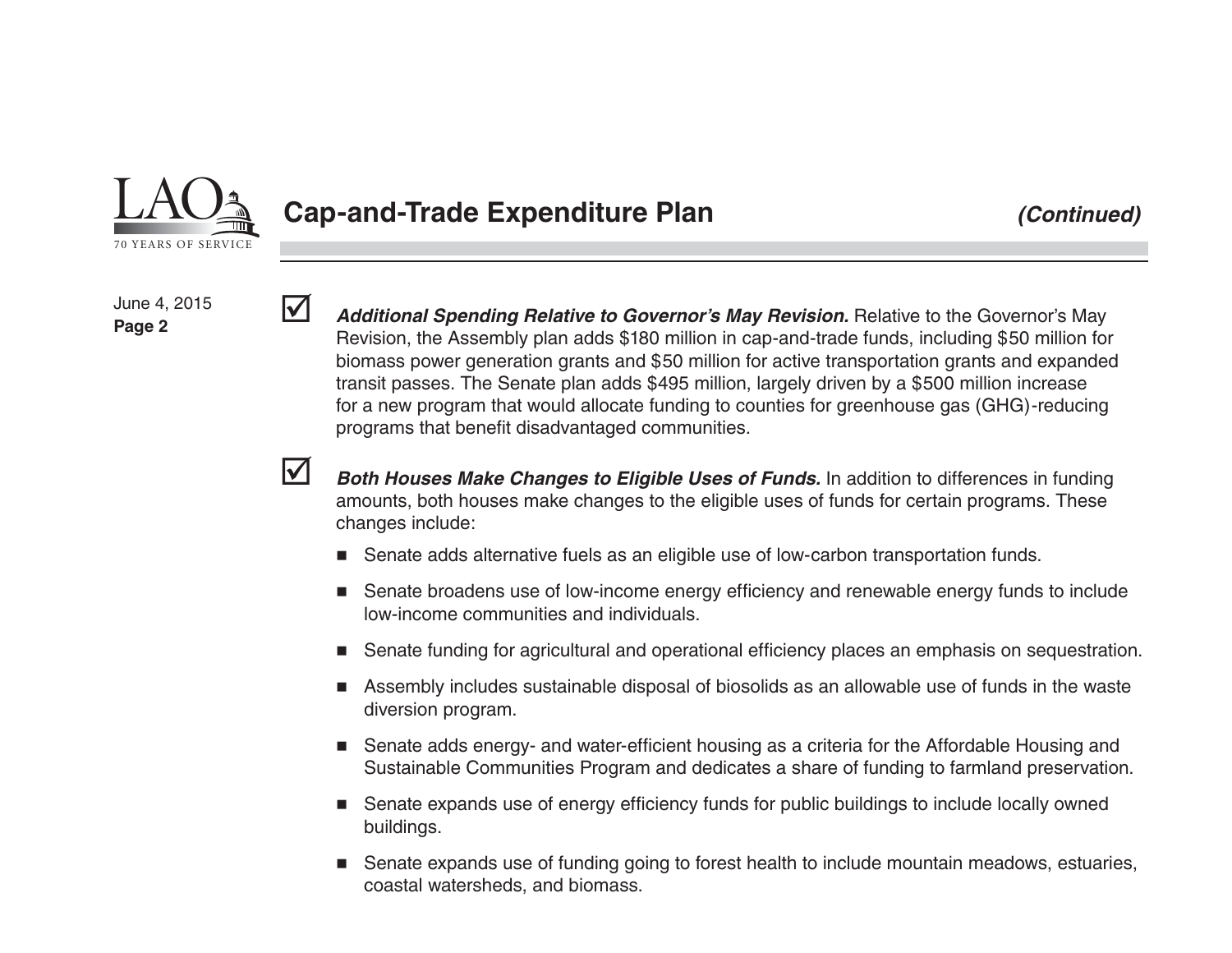## Cap-and-Trade Expenditure Plan *(Continued)*

- ☑ ***Additional Spending Relative to Governor's May Revision.*** Relative to the Governor's May Revision, the Assembly plan adds $180 million in cap-and-trade funds, including $50 million for biomass power generation grants and $50 million for active transportation grants and expanded transit passes. The Senate plan adds $495 million, largely driven by a $500 million increase for a new program that would allocate funding to counties for greenhouse gas (GHG)-reducing programs that benefit disadvantaged communities.

- ☑ ***Both Houses Make Changes to Eligible Uses of Funds.*** In addition to differences in funding amounts, both houses make changes to the eligible uses of funds for certain programs. These changes include:
  - Senate adds alternative fuels as an eligible use of low-carbon transportation funds.
  - Senate broadens use of low-income energy efficiency and renewable energy funds to include low-income communities and individuals.
  - Senate funding for agricultural and operational efficiency places an emphasis on sequestration.
  - Assembly includes sustainable disposal of biosolids as an allowable use of funds in the waste diversion program.
  - Senate adds energy- and water-efficient housing as a criteria for the Affordable Housing and Sustainable Communities Program and dedicates a share of funding to farmland preservation.
  - Senate expands use of energy efficiency funds for public buildings to include locally owned buildings.
  - Senate expands use of funding going to forest health to include mountain meadows, estuaries, coastal watersheds, and biomass.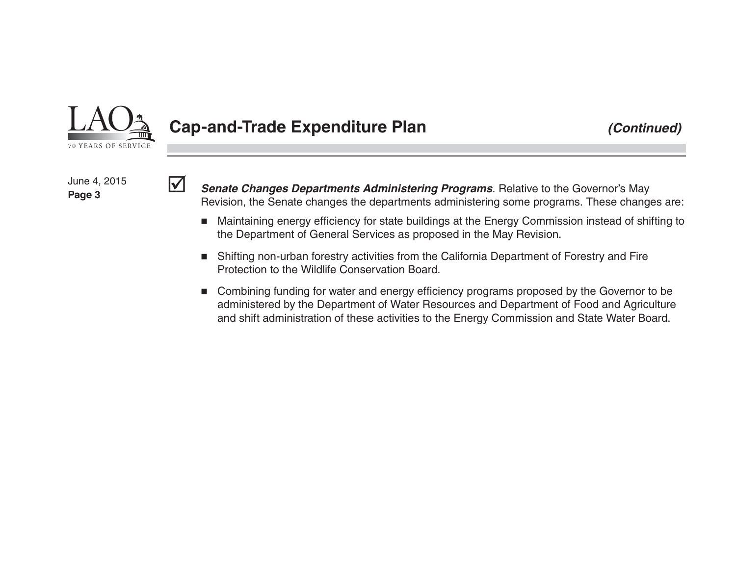## Cap-and-Trade Expenditure Plan *(Continued)*

☑ ***Senate Changes Departments Administering Programs***. Relative to the Governor's May Revision, the Senate changes the departments administering some programs. These changes are:

- Maintaining energy efficiency for state buildings at the Energy Commission instead of shifting to the Department of General Services as proposed in the May Revision.
- Shifting non-urban forestry activities from the California Department of Forestry and Fire Protection to the Wildlife Conservation Board.
- Combining funding for water and energy efficiency programs proposed by the Governor to be administered by the Department of Water Resources and Department of Food and Agriculture and shift administration of these activities to the Energy Commission and State Water Board.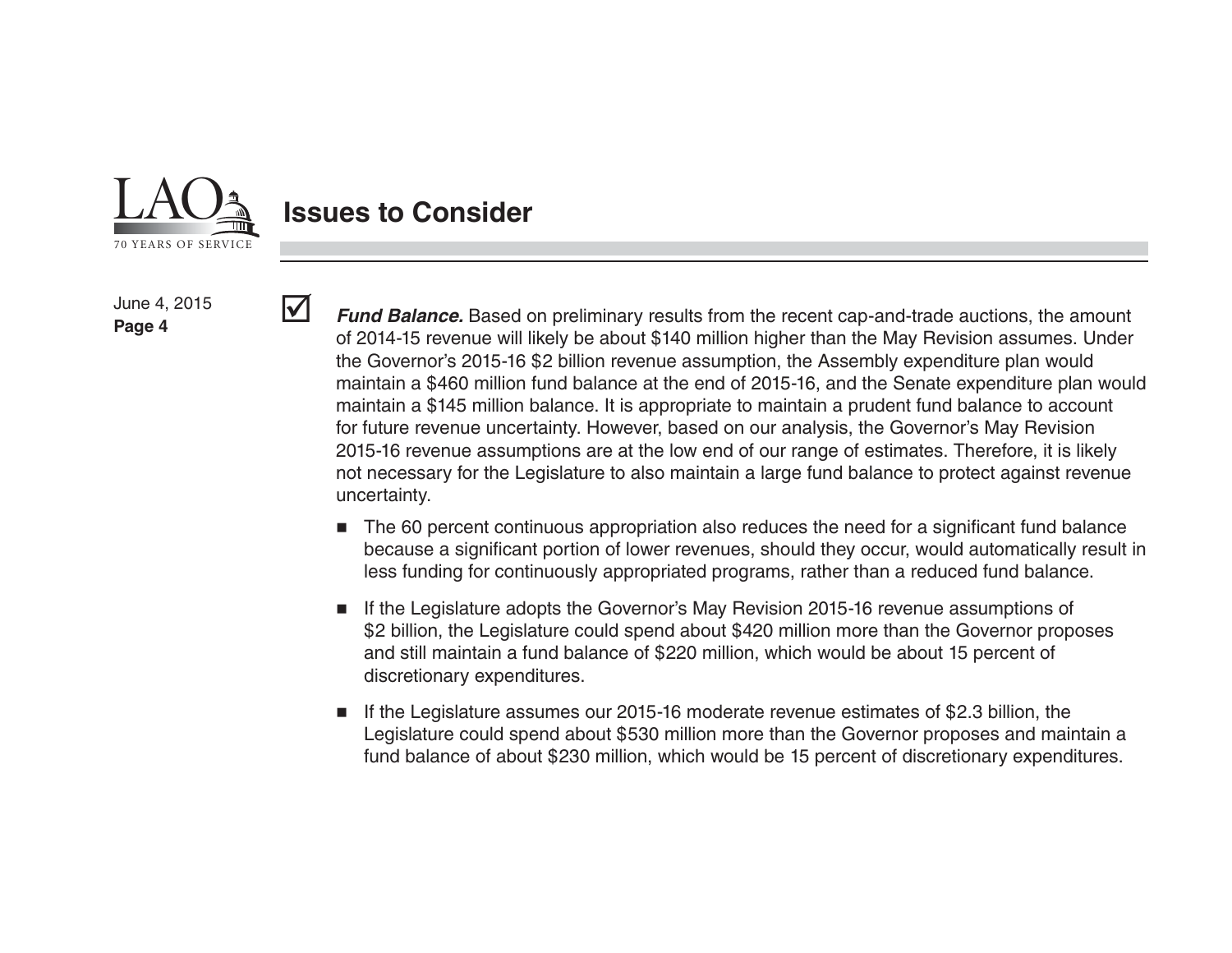## Issues to Consider

☑ ***Fund Balance.*** Based on preliminary results from the recent cap-and-trade auctions, the amount of 2014-15 revenue will likely be about \$140 million higher than the May Revision assumes. Under the Governor's 2015-16 \$2 billion revenue assumption, the Assembly expenditure plan would maintain a \$460 million fund balance at the end of 2015-16, and the Senate expenditure plan would maintain a \$145 million balance. It is appropriate to maintain a prudent fund balance to account for future revenue uncertainty. However, based on our analysis, the Governor's May Revision 2015-16 revenue assumptions are at the low end of our range of estimates. Therefore, it is likely not necessary for the Legislature to also maintain a large fund balance to protect against revenue uncertainty.

- The 60 percent continuous appropriation also reduces the need for a significant fund balance because a significant portion of lower revenues, should they occur, would automatically result in less funding for continuously appropriated programs, rather than a reduced fund balance.
- If the Legislature adopts the Governor's May Revision 2015-16 revenue assumptions of \$2 billion, the Legislature could spend about \$420 million more than the Governor proposes and still maintain a fund balance of \$220 million, which would be about 15 percent of discretionary expenditures.
- If the Legislature assumes our 2015-16 moderate revenue estimates of \$2.3 billion, the Legislature could spend about \$530 million more than the Governor proposes and maintain a fund balance of about \$230 million, which would be 15 percent of discretionary expenditures.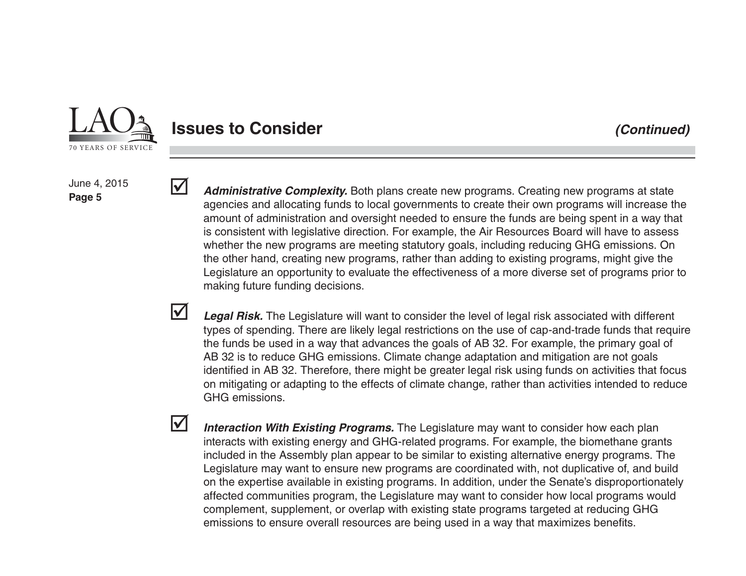## Issues to Consider *(Continued)*

- ☑ ***Administrative Complexity.*** Both plans create new programs. Creating new programs at state agencies and allocating funds to local governments to create their own programs will increase the amount of administration and oversight needed to ensure the funds are being spent in a way that is consistent with legislative direction. For example, the Air Resources Board will have to assess whether the new programs are meeting statutory goals, including reducing GHG emissions. On the other hand, creating new programs, rather than adding to existing programs, might give the Legislature an opportunity to evaluate the effectiveness of a more diverse set of programs prior to making future funding decisions.

- ☑ ***Legal Risk.*** The Legislature will want to consider the level of legal risk associated with different types of spending. There are likely legal restrictions on the use of cap-and-trade funds that require the funds be used in a way that advances the goals of AB 32. For example, the primary goal of AB 32 is to reduce GHG emissions. Climate change adaptation and mitigation are not goals identified in AB 32. Therefore, there might be greater legal risk using funds on activities that focus on mitigating or adapting to the effects of climate change, rather than activities intended to reduce GHG emissions.

- ☑ ***Interaction With Existing Programs.*** The Legislature may want to consider how each plan interacts with existing energy and GHG-related programs. For example, the biomethane grants included in the Assembly plan appear to be similar to existing alternative energy programs. The Legislature may want to ensure new programs are coordinated with, not duplicative of, and build on the expertise available in existing programs. In addition, under the Senate's disproportionately affected communities program, the Legislature may want to consider how local programs would complement, supplement, or overlap with existing state programs targeted at reducing GHG emissions to ensure overall resources are being used in a way that maximizes benefits.